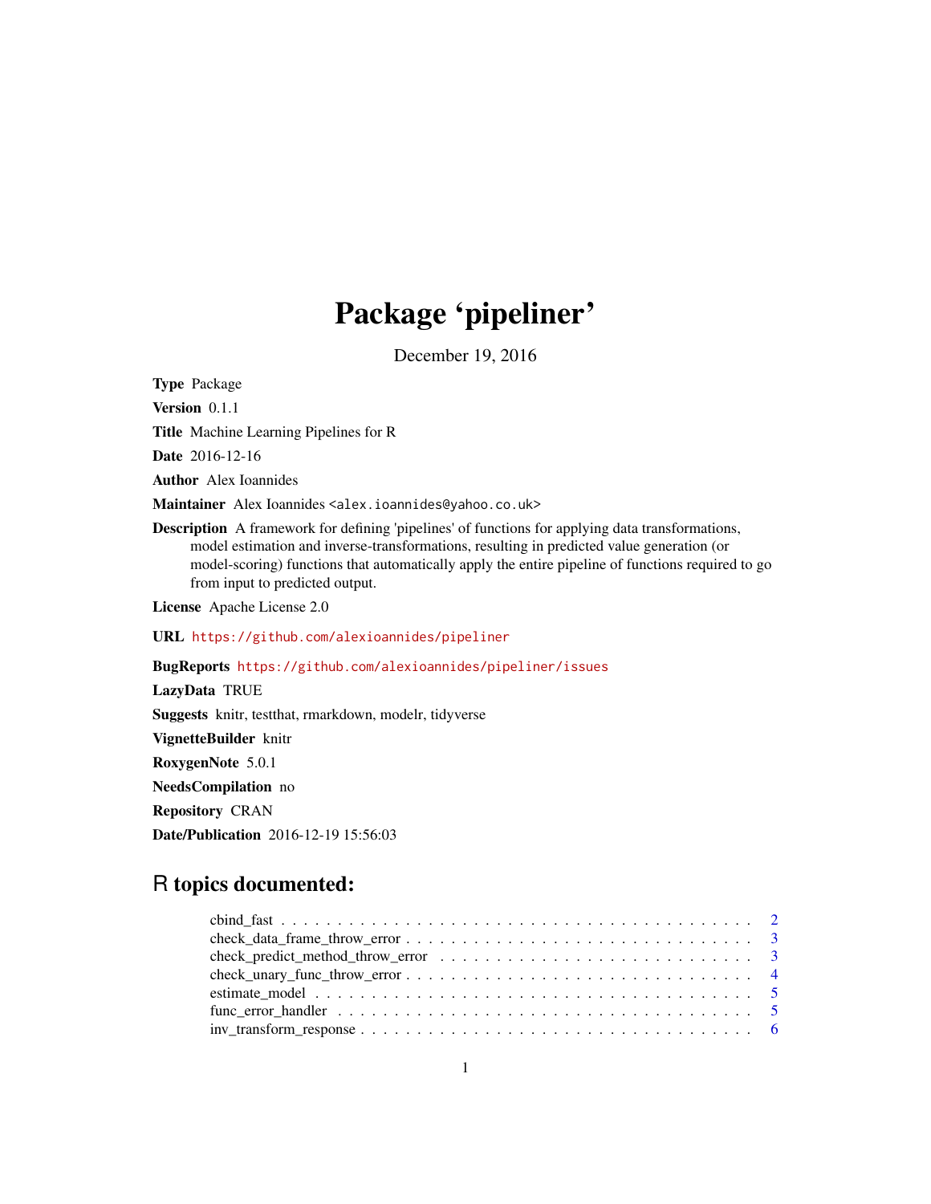# Package 'pipeliner'

December 19, 2016

**Type** Package

**Version** 0.1.1

**Title** Machine Learning Pipelines for R

**Date** 2016-12-16

**Author** Alex Ioannides

**Maintainer** Alex Ioannides <alex.ioannides@yahoo.co.uk>

**Description** A framework for defining 'pipelines' of functions for applying data transformations, model estimation and inverse-transformations, resulting in predicted value generation (or model-scoring) functions that automatically apply the entire pipeline of functions required to go from input to predicted output.

**License** Apache License 2.0

**URL** https://github.com/alexioannides/pipeliner

**BugReports** https://github.com/alexioannides/pipeliner/issues

**LazyData** TRUE

**Suggests** knitr, testthat, rmarkdown, modelr, tidyverse

**VignetteBuilder** knitr

**RoxygenNote** 5.0.1

**NeedsCompilation** no

**Repository** CRAN

**Date/Publication** 2016-12-19 15:56:03

## R topics documented:

- cbind_fast . . . . . . . . . . . . . . . . . . . . . . . . . . . . . . . . . . . . . . . . 2
- check_data_frame_throw_error . . . . . . . . . . . . . . . . . . . . . . . . . . . . . . . 3
- check_predict_method_throw_error . . . . . . . . . . . . . . . . . . . . . . . . . . . . 3
- check_unary_func_throw_error . . . . . . . . . . . . . . . . . . . . . . . . . . . . . . 4
- estimate_model . . . . . . . . . . . . . . . . . . . . . . . . . . . . . . . . . . . . . . 5
- func_error_handler . . . . . . . . . . . . . . . . . . . . . . . . . . . . . . . . . . . . 5
- inv_transform_response . . . . . . . . . . . . . . . . . . . . . . . . . . . . . . . . . . 6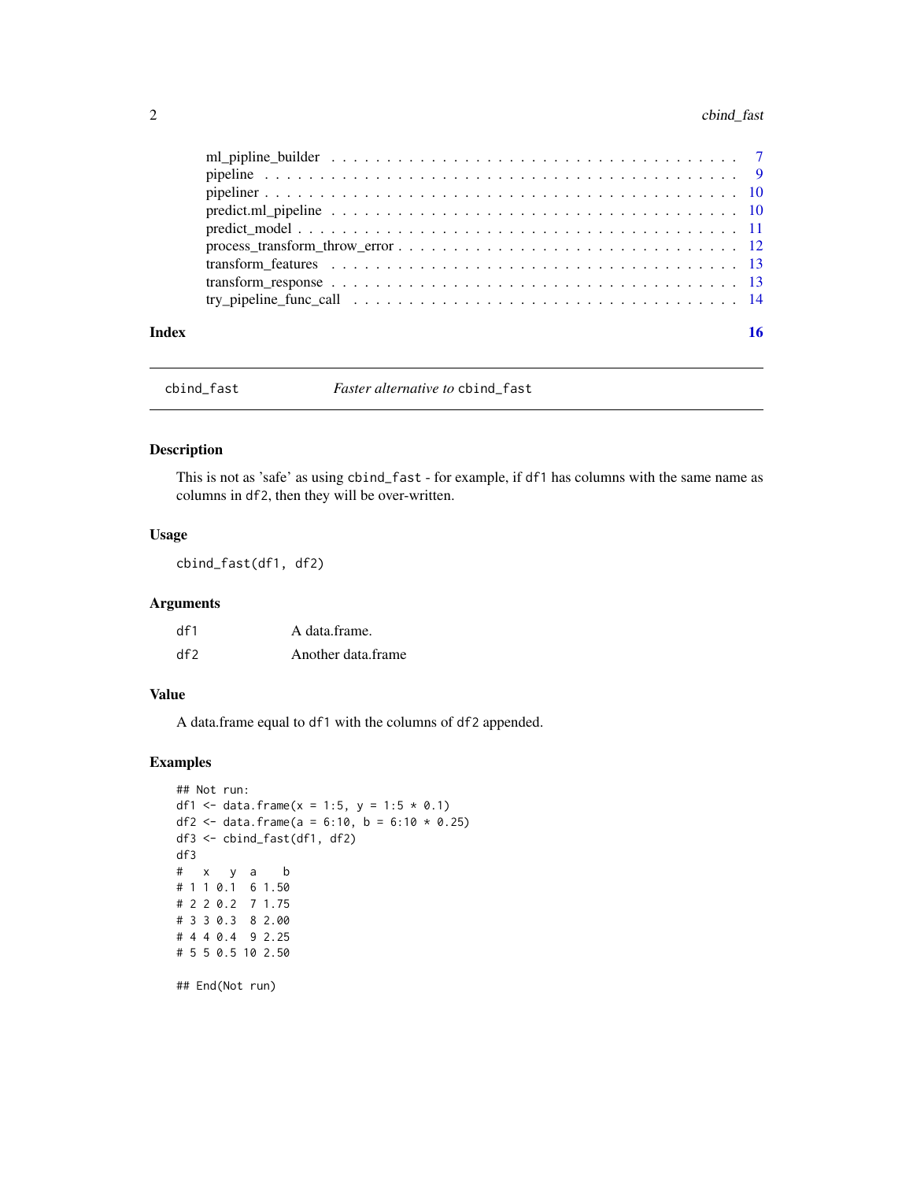ml_pipline_builder . . . . . . . . . . . . . . . . . . . . . . . . . . . . . . . . . . 7
pipeline . . . . . . . . . . . . . . . . . . . . . . . . . . . . . . . . . . . . . . . 9
pipeliner . . . . . . . . . . . . . . . . . . . . . . . . . . . . . . . . . . . . . . 10
predict.ml_pipeline . . . . . . . . . . . . . . . . . . . . . . . . . . . . . . . . . 10
predict_model . . . . . . . . . . . . . . . . . . . . . . . . . . . . . . . . . . . . 11
process_transform_throw_error . . . . . . . . . . . . . . . . . . . . . . . . . . . . 12
transform_features . . . . . . . . . . . . . . . . . . . . . . . . . . . . . . . . . 13
transform_response . . . . . . . . . . . . . . . . . . . . . . . . . . . . . . . . . 13
try_pipeline_func_call . . . . . . . . . . . . . . . . . . . . . . . . . . . . . . . 14

**Index** 16

---

## cbind_fast — *Faster alternative to* `cbind_fast`

### Description

This is not as 'safe' as using `cbind_fast` - for example, if `df1` has columns with the same name as columns in `df2`, then they will be over-written.

### Usage

```
cbind_fast(df1, df2)
```

### Arguments

| | |
|---|---|
| `df1` | A data.frame. |
| `df2` | Another data.frame |

### Value

A data.frame equal to `df1` with the columns of `df2` appended.

### Examples

```
## Not run:
df1 <- data.frame(x = 1:5, y = 1:5 * 0.1)
df2 <- data.frame(a = 6:10, b = 6:10 * 0.25)
df3 <- cbind_fast(df1, df2)
df3
#   x   y  a    b
# 1 1 0.1  6 1.50
# 2 2 0.2  7 1.75
# 3 3 0.3  8 2.00
# 4 4 0.4  9 2.25
# 5 5 0.5 10 2.50

## End(Not run)
```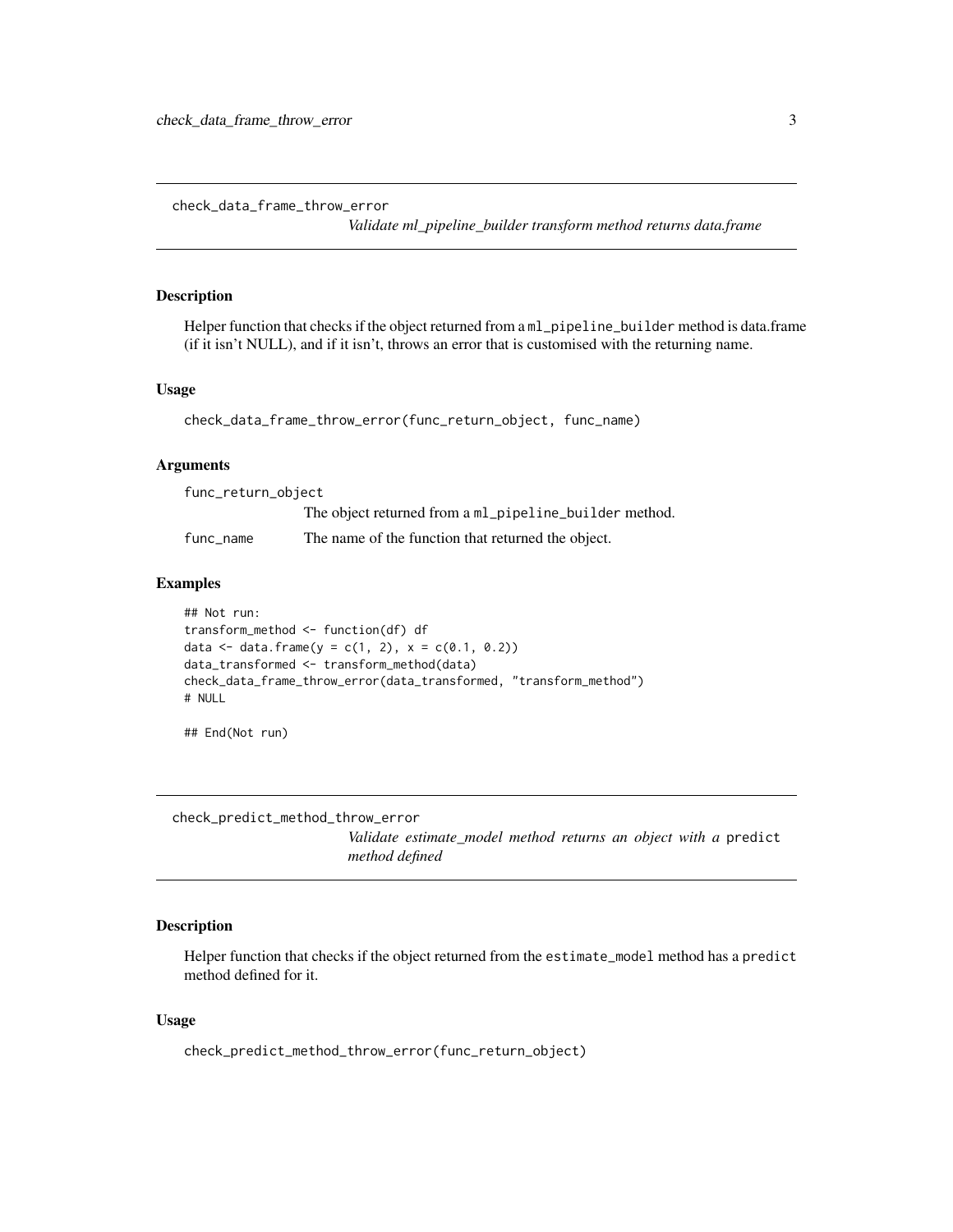## check_data_frame_throw_error

*Validate ml_pipeline_builder transform method returns data.frame*

### Description

Helper function that checks if the object returned from a `ml_pipeline_builder` method is data.frame (if it isn't NULL), and if it isn't, throws an error that is customised with the returning name.

### Usage

```
check_data_frame_throw_error(func_return_object, func_name)
```

### Arguments

| | |
|---|---|
| `func_return_object` | The object returned from a `ml_pipeline_builder` method. |
| `func_name` | The name of the function that returned the object. |

### Examples

```
## Not run:
transform_method <- function(df) df
data <- data.frame(y = c(1, 2), x = c(0.1, 0.2))
data_transformed <- transform_method(data)
check_data_frame_throw_error(data_transformed, "transform_method")
# NULL

## End(Not run)
```

## check_predict_method_throw_error

*Validate estimate_model method returns an object with a* `predict` *method defined*

### Description

Helper function that checks if the object returned from the `estimate_model` method has a `predict` method defined for it.

### Usage

```
check_predict_method_throw_error(func_return_object)
```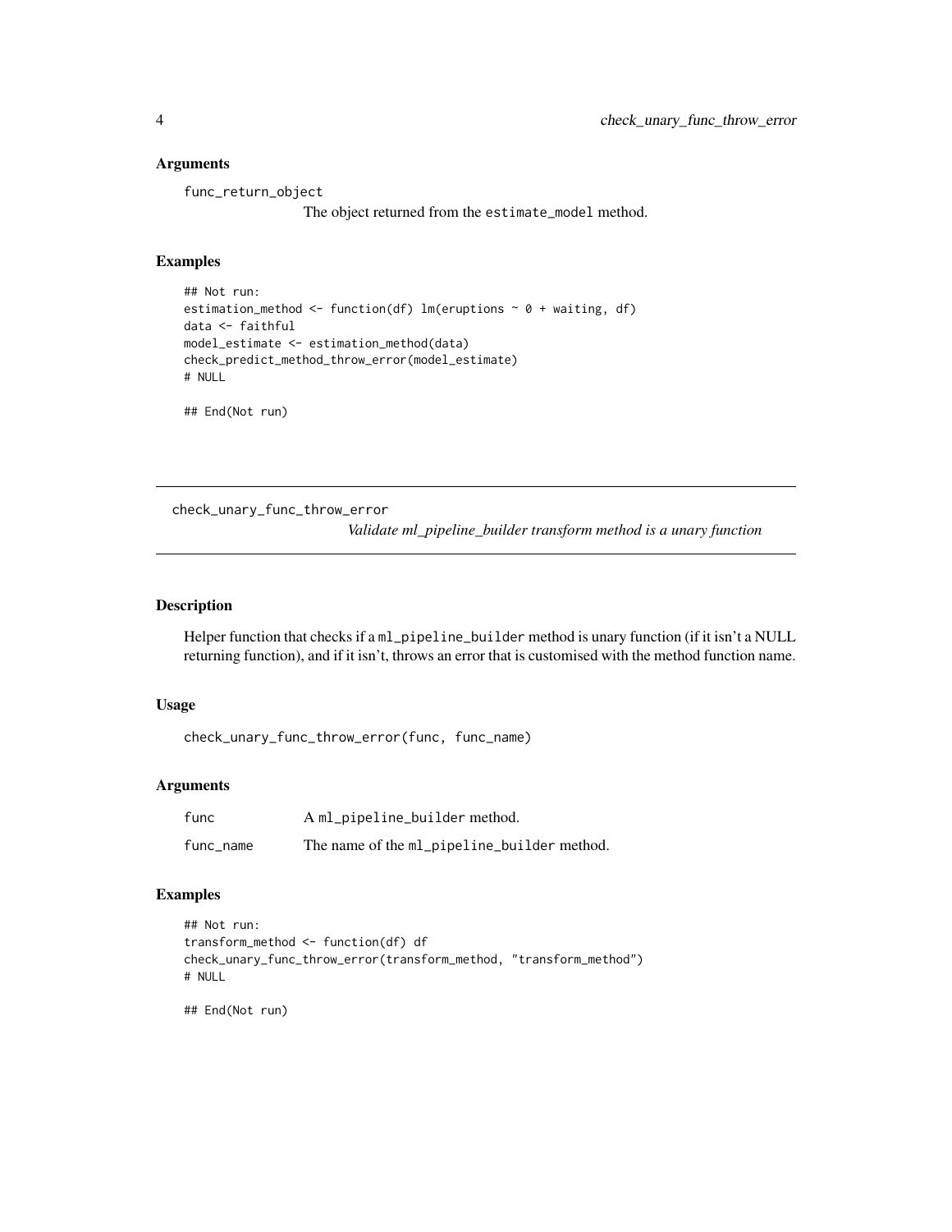### Arguments

func_return_object
: The object returned from the `estimate_model` method.

### Examples

```
## Not run:
estimation_method <- function(df) lm(eruptions ~ 0 + waiting, df)
data <- faithful
model_estimate <- estimation_method(data)
check_predict_method_throw_error(model_estimate)
# NULL

## End(Not run)
```

---

## check_unary_func_throw_error

*Validate ml_pipeline_builder transform method is a unary function*

---

### Description

Helper function that checks if a `ml_pipeline_builder` method is unary function (if it isn't a NULL returning function), and if it isn't, throws an error that is customised with the method function name.

### Usage

```
check_unary_func_throw_error(func, func_name)
```

### Arguments

| | |
|---|---|
| func | A `ml_pipeline_builder` method. |
| func_name | The name of the `ml_pipeline_builder` method. |

### Examples

```
## Not run:
transform_method <- function(df) df
check_unary_func_throw_error(transform_method, "transform_method")
# NULL

## End(Not run)
```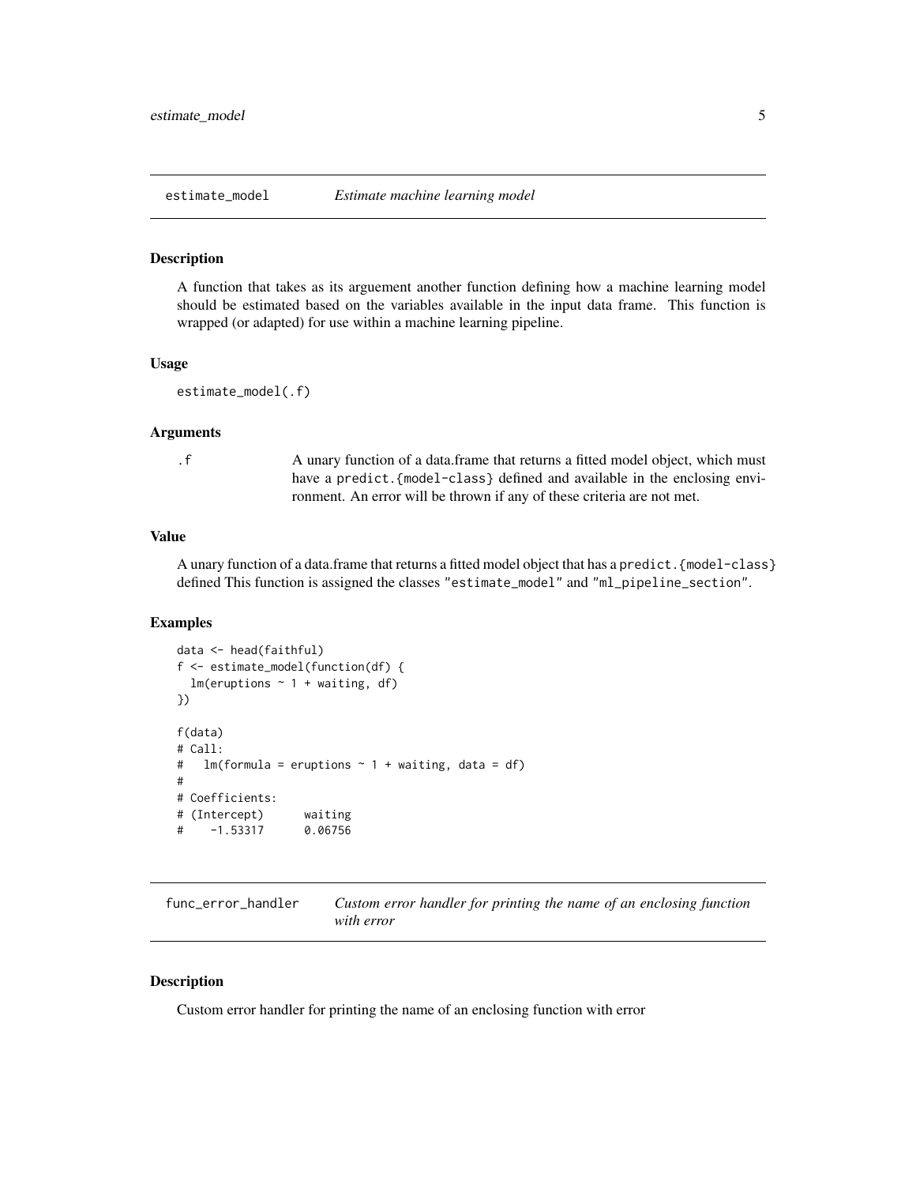## estimate_model — *Estimate machine learning model*

### Description

A function that takes as its arguement another function defining how a machine learning model should be estimated based on the variables available in the input data frame. This function is wrapped (or adapted) for use within a machine learning pipeline.

### Usage

```
estimate_model(.f)
```

### Arguments

| | |
|---|---|
| `.f` | A unary function of a data.frame that returns a fitted model object, which must have a `predict.{model-class}` defined and available in the enclosing environment. An error will be thrown if any of these criteria are not met. |

### Value

A unary function of a data.frame that returns a fitted model object that has a `predict.{model-class}` defined This function is assigned the classes `"estimate_model"` and `"ml_pipeline_section"`.

### Examples

```
data <- head(faithful)
f <- estimate_model(function(df) {
  lm(eruptions ~ 1 + waiting, df)
})

f(data)
# Call:
#   lm(formula = eruptions ~ 1 + waiting, data = df)
#
# Coefficients:
# (Intercept)      waiting
#    -1.53317      0.06756
```

## func_error_handler — *Custom error handler for printing the name of an enclosing function with error*

### Description

Custom error handler for printing the name of an enclosing function with error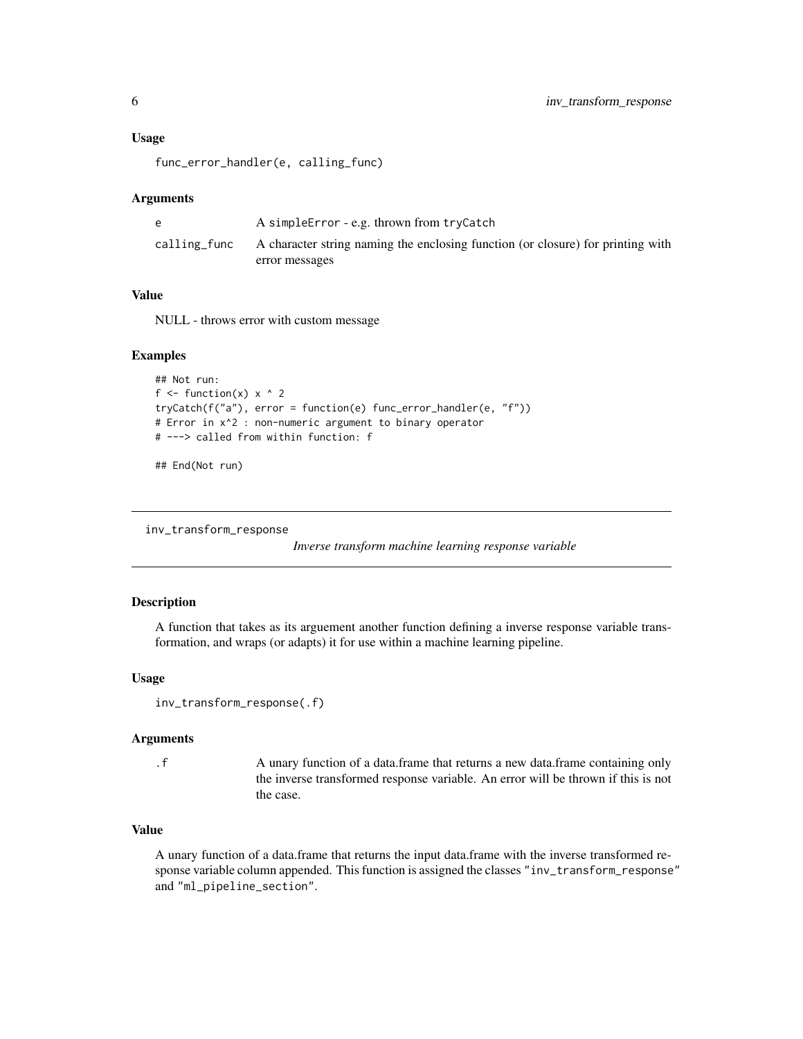### Usage

```
func_error_handler(e, calling_func)
```

### Arguments

| | |
|---|---|
| e | A simpleError - e.g. thrown from tryCatch |
| calling_func | A character string naming the enclosing function (or closure) for printing with error messages |

### Value

NULL - throws error with custom message

### Examples

```
## Not run:
f <- function(x) x ^ 2
tryCatch(f("a"), error = function(e) func_error_handler(e, "f"))
# Error in x^2 : non-numeric argument to binary operator
# ---> called from within function: f

## End(Not run)
```

---

## inv_transform_response

*Inverse transform machine learning response variable*

---

### Description

A function that takes as its arguement another function defining a inverse response variable transformation, and wraps (or adapts) it for use within a machine learning pipeline.

### Usage

```
inv_transform_response(.f)
```

### Arguments

| | |
|---|---|
| .f | A unary function of a data.frame that returns a new data.frame containing only the inverse transformed response variable. An error will be thrown if this is not the case. |

### Value

A unary function of a data.frame that returns the input data.frame with the inverse transformed response variable column appended. This function is assigned the classes "inv_transform_response" and "ml_pipeline_section".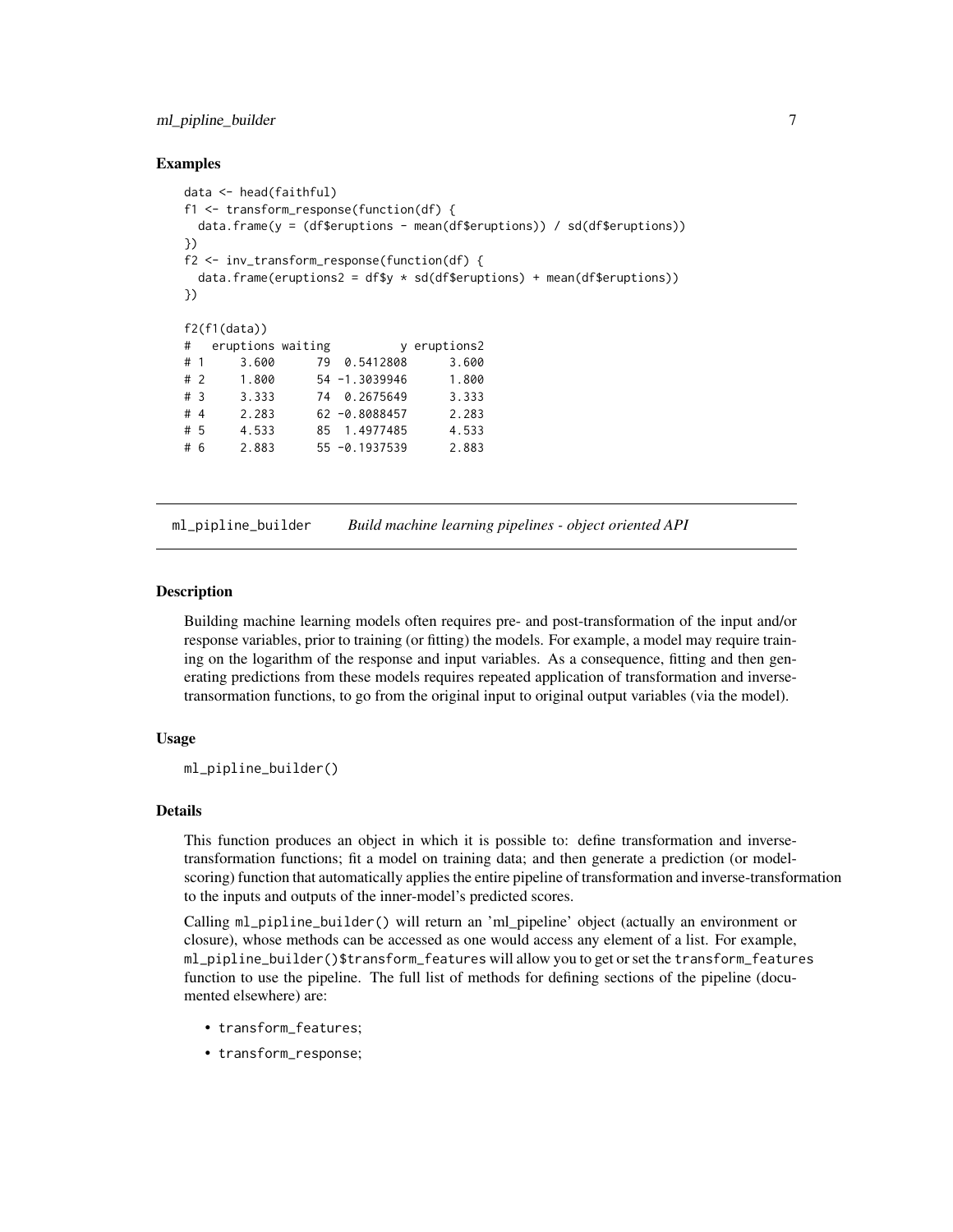## Examples

```
data <- head(faithful)
f1 <- transform_response(function(df) {
  data.frame(y = (df$eruptions - mean(df$eruptions)) / sd(df$eruptions))
})
f2 <- inv_transform_response(function(df) {
  data.frame(eruptions2 = df$y * sd(df$eruptions) + mean(df$eruptions))
})

f2(f1(data))
#   eruptions waiting          y eruptions2
# 1     3.600      79  0.5412808      3.600
# 2     1.800      54 -1.3039946      1.800
# 3     3.333      74  0.2675649      3.333
# 4     2.283      62 -0.8088457      2.283
# 5     4.533      85  1.4977485      4.533
# 6     2.883      55 -0.1937539      2.883
```

---

# ml_pipline_builder *Build machine learning pipelines - object oriented API*

## Description

Building machine learning models often requires pre- and post-transformation of the input and/or response variables, prior to training (or fitting) the models. For example, a model may require training on the logarithm of the response and input variables. As a consequence, fitting and then generating predictions from these models requires repeated application of transformation and inverse-transormation functions, to go from the original input to original output variables (via the model).

## Usage

```
ml_pipline_builder()
```

## Details

This function produces an object in which it is possible to: define transformation and inverse-transformation functions; fit a model on training data; and then generate a prediction (or model-scoring) function that automatically applies the entire pipeline of transformation and inverse-transformation to the inputs and outputs of the inner-model's predicted scores.

Calling `ml_pipline_builder()` will return an 'ml_pipeline' object (actually an environment or closure), whose methods can be accessed as one would access any element of a list. For example, `ml_pipline_builder()$transform_features` will allow you to get or set the `transform_features` function to use the pipeline. The full list of methods for defining sections of the pipeline (documented elsewhere) are:

- `transform_features`;
- `transform_response`;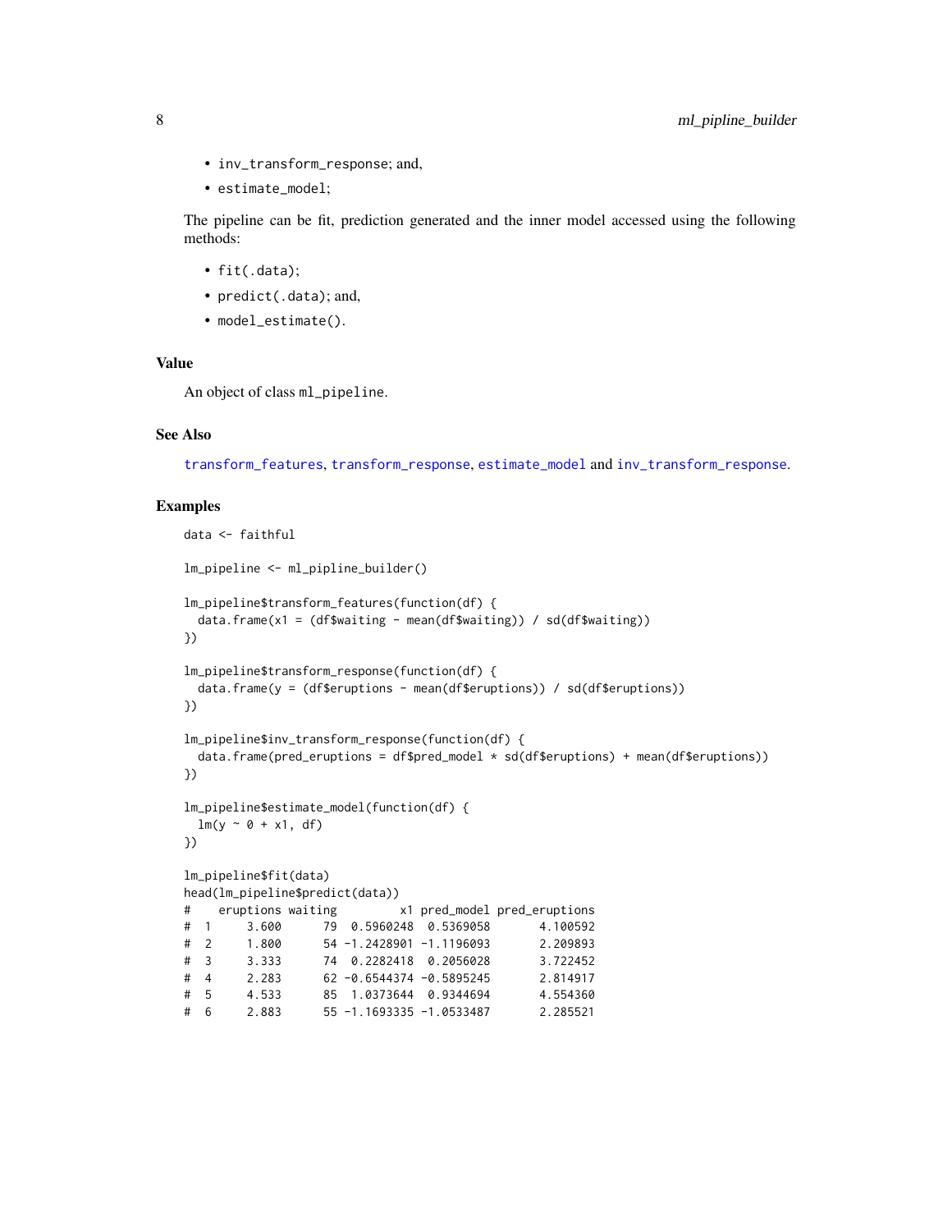- `inv_transform_response`; and,
- `estimate_model`;

The pipeline can be fit, prediction generated and the inner model accessed using the following methods:

- `fit(.data)`;
- `predict(.data)`; and,
- `model_estimate()`.

## Value

An object of class `ml_pipeline`.

## See Also

`transform_features`, `transform_response`, `estimate_model` and `inv_transform_response`.

## Examples

```
data <- faithful

lm_pipeline <- ml_pipline_builder()

lm_pipeline$transform_features(function(df) {
  data.frame(x1 = (df$waiting - mean(df$waiting)) / sd(df$waiting))
})

lm_pipeline$transform_response(function(df) {
  data.frame(y = (df$eruptions - mean(df$eruptions)) / sd(df$eruptions))
})

lm_pipeline$inv_transform_response(function(df) {
  data.frame(pred_eruptions = df$pred_model * sd(df$eruptions) + mean(df$eruptions))
})

lm_pipeline$estimate_model(function(df) {
  lm(y ~ 0 + x1, df)
})

lm_pipeline$fit(data)
head(lm_pipeline$predict(data))
#    eruptions waiting         x1 pred_model pred_eruptions
#  1     3.600      79  0.5960248  0.5369058       4.100592
#  2     1.800      54 -1.2428901 -1.1196093       2.209893
#  3     3.333      74  0.2282418  0.2056028       3.722452
#  4     2.283      62 -0.6544374 -0.5895245       2.814917
#  5     4.533      85  1.0373644  0.9344694       4.554360
#  6     2.883      55 -1.1693335 -1.0533487       2.285521
```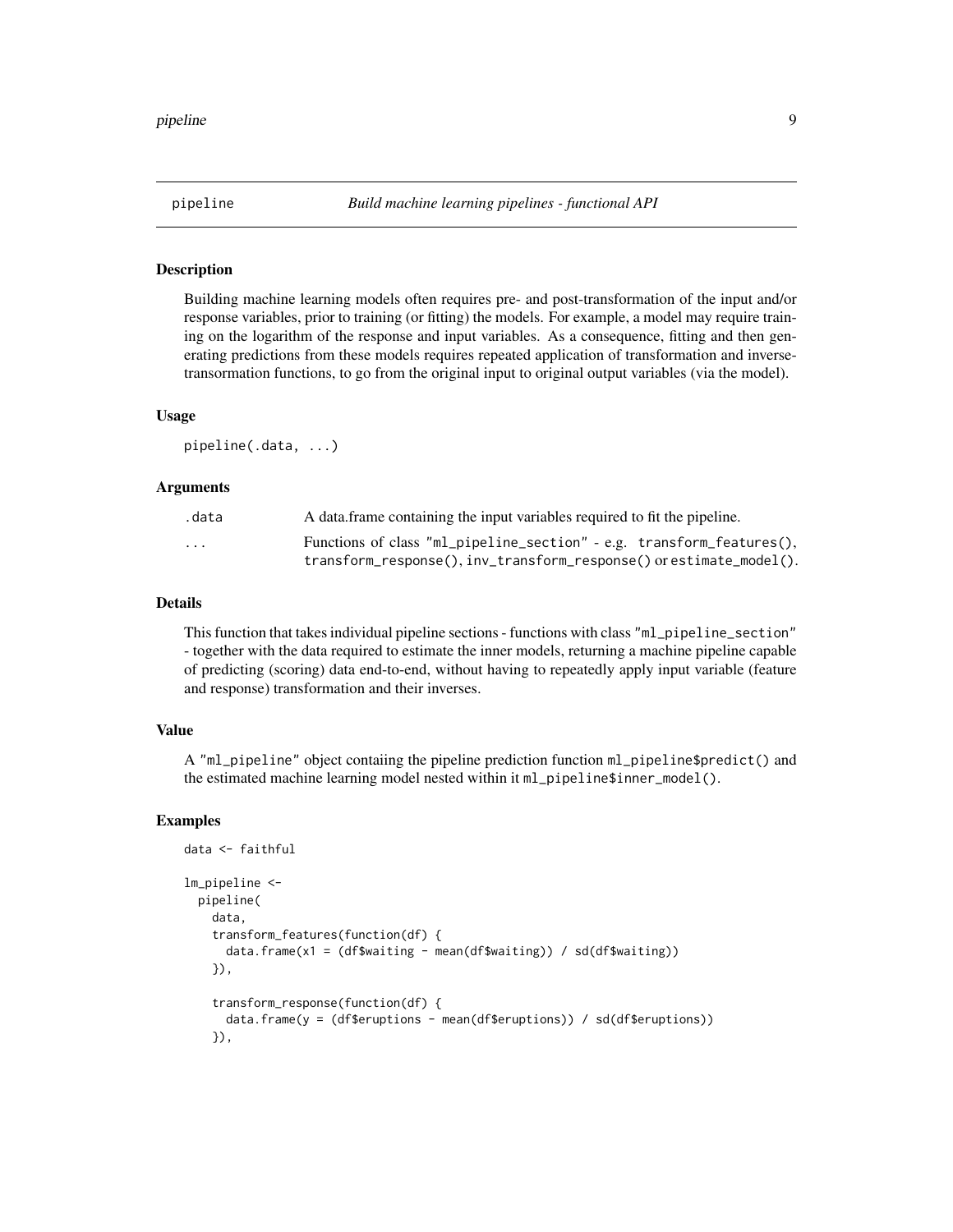# pipeline — *Build machine learning pipelines - functional API*

## Description

Building machine learning models often requires pre- and post-transformation of the input and/or response variables, prior to training (or fitting) the models. For example, a model may require training on the logarithm of the response and input variables. As a consequence, fitting and then generating predictions from these models requires repeated application of transformation and inverse-transormation functions, to go from the original input to original output variables (via the model).

## Usage

```
pipeline(.data, ...)
```

## Arguments

| | |
|---|---|
| `.data` | A data.frame containing the input variables required to fit the pipeline. |
| `...` | Functions of class `"ml_pipeline_section"` - e.g. `transform_features()`, `transform_response()`, `inv_transform_response()` or `estimate_model()`. |

## Details

This function that takes individual pipeline sections - functions with class `"ml_pipeline_section"` - together with the data required to estimate the inner models, returning a machine pipeline capable of predicting (scoring) data end-to-end, without having to repeatedly apply input variable (feature and response) transformation and their inverses.

## Value

A `"ml_pipeline"` object contaiing the pipeline prediction function `ml_pipeline$predict()` and the estimated machine learning model nested within it `ml_pipeline$inner_model()`.

## Examples

```
data <- faithful

lm_pipeline <-
  pipeline(
    data,
    transform_features(function(df) {
      data.frame(x1 = (df$waiting - mean(df$waiting)) / sd(df$waiting))
    }),

    transform_response(function(df) {
      data.frame(y = (df$eruptions - mean(df$eruptions)) / sd(df$eruptions))
    }),
```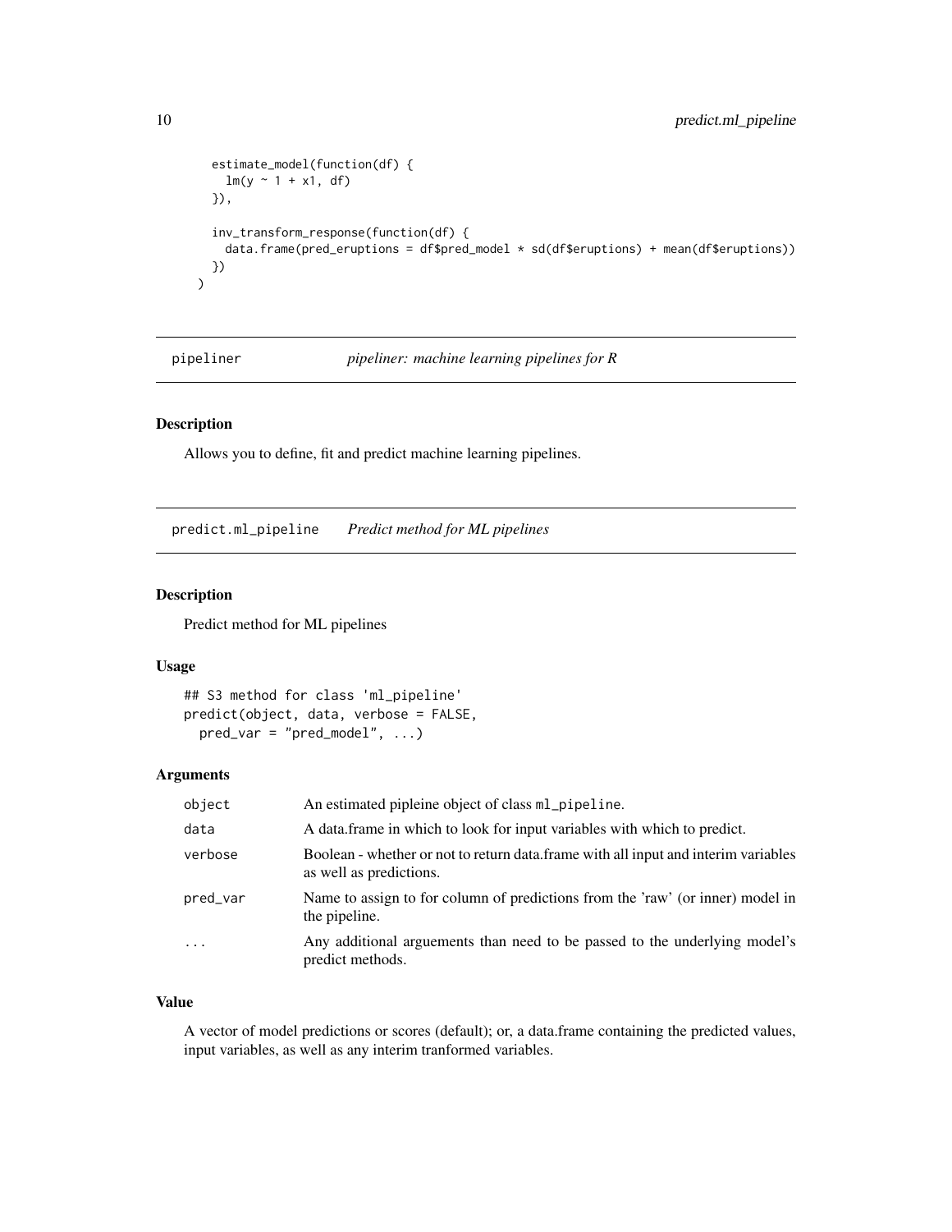```
    estimate_model(function(df) {
      lm(y ~ 1 + x1, df)
    }),

    inv_transform_response(function(df) {
      data.frame(pred_eruptions = df$pred_model * sd(df$eruptions) + mean(df$eruptions))
    })
  )
```

## pipeliner — *pipeliner: machine learning pipelines for R*

### Description

Allows you to define, fit and predict machine learning pipelines.

## predict.ml_pipeline — *Predict method for ML pipelines*

### Description

Predict method for ML pipelines

### Usage

```
## S3 method for class 'ml_pipeline'
predict(object, data, verbose = FALSE,
  pred_var = "pred_model", ...)
```

### Arguments

| | |
|---|---|
| object | An estimated pipleine object of class ml_pipeline. |
| data | A data.frame in which to look for input variables with which to predict. |
| verbose | Boolean - whether or not to return data.frame with all input and interim variables as well as predictions. |
| pred_var | Name to assign to for column of predictions from the 'raw' (or inner) model in the pipeline. |
| ... | Any additional arguements than need to be passed to the underlying model's predict methods. |

### Value

A vector of model predictions or scores (default); or, a data.frame containing the predicted values, input variables, as well as any interim tranformed variables.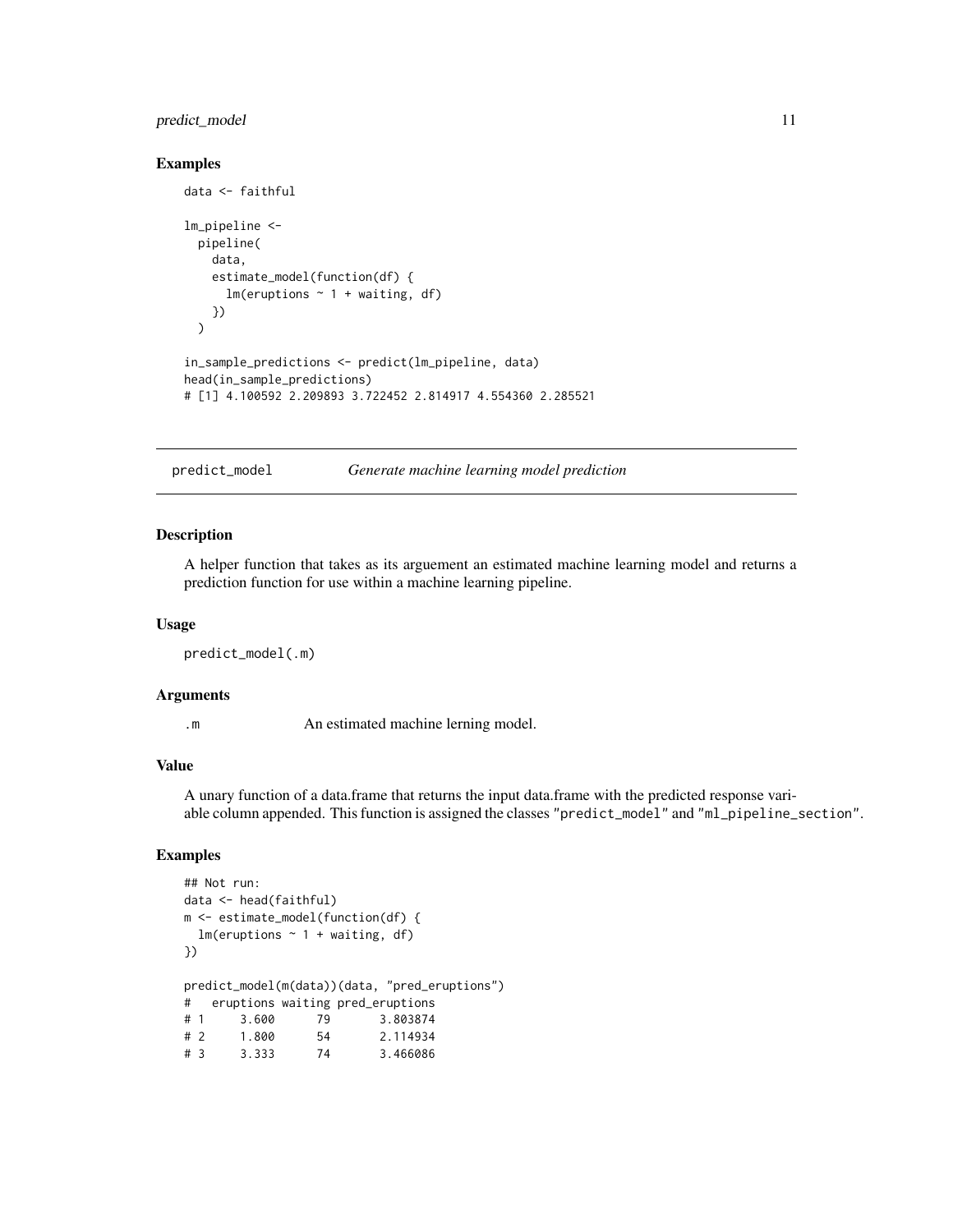### Examples

```
data <- faithful

lm_pipeline <-
  pipeline(
    data,
    estimate_model(function(df) {
      lm(eruptions ~ 1 + waiting, df)
    })
  )

in_sample_predictions <- predict(lm_pipeline, data)
head(in_sample_predictions)
# [1] 4.100592 2.209893 3.722452 2.814917 4.554360 2.285521
```

## predict_model    *Generate machine learning model prediction*

### Description

A helper function that takes as its arguement an estimated machine learning model and returns a prediction function for use within a machine learning pipeline.

### Usage

```
predict_model(.m)
```

### Arguments

.m    An estimated machine lerning model.

### Value

A unary function of a data.frame that returns the input data.frame with the predicted response variable column appended. This function is assigned the classes `"predict_model"` and `"ml_pipeline_section"`.

### Examples

```
## Not run:
data <- head(faithful)
m <- estimate_model(function(df) {
  lm(eruptions ~ 1 + waiting, df)
})

predict_model(m(data))(data, "pred_eruptions")
#   eruptions waiting pred_eruptions
# 1     3.600      79       3.803874
# 2     1.800      54       2.114934
# 3     3.333      74       3.466086
```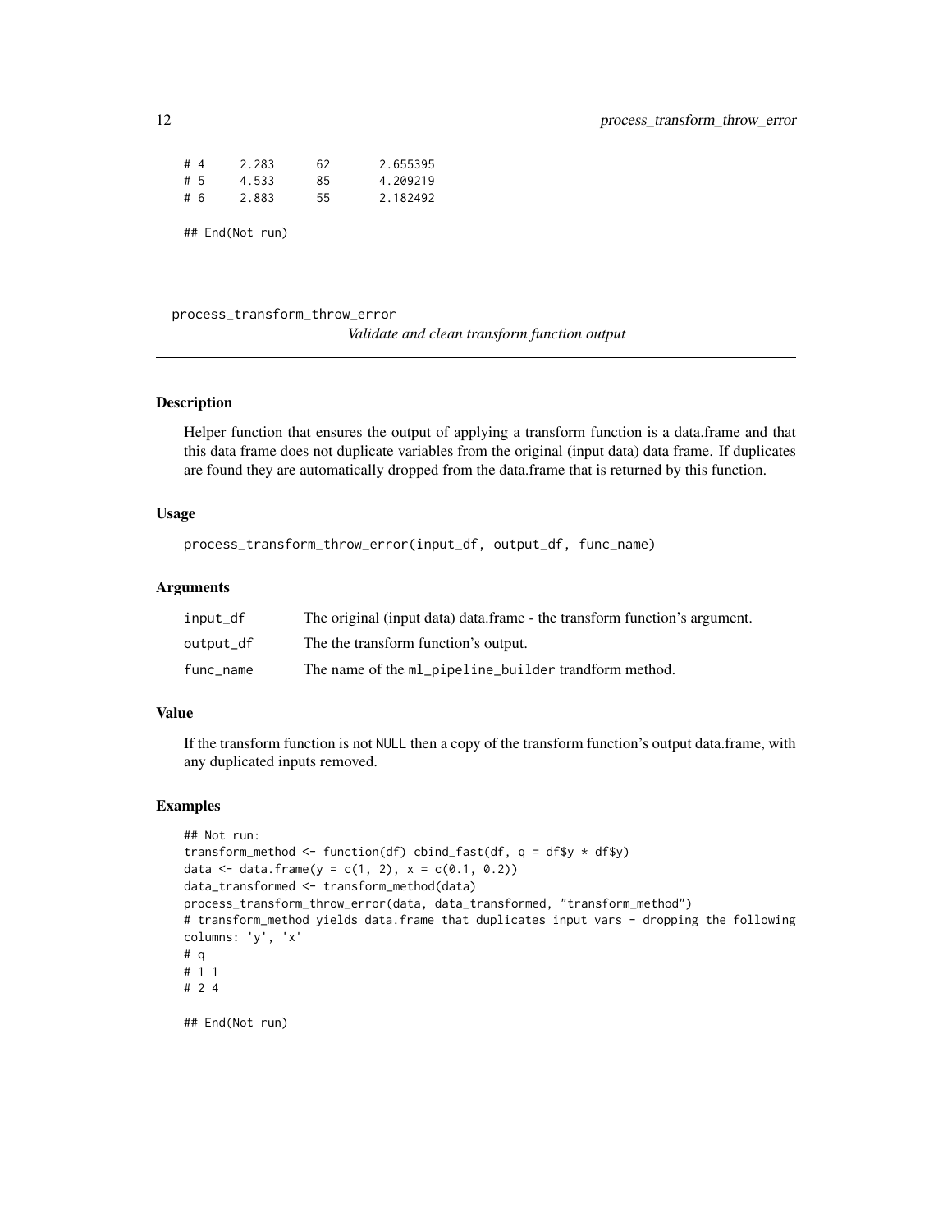```
# 4     2.283      62       2.655395
# 5     4.533      85       4.209219
# 6     2.883      55       2.182492

## End(Not run)
```

## process_transform_throw_error

*Validate and clean transform function output*

### Description

Helper function that ensures the output of applying a transform function is a data.frame and that this data frame does not duplicate variables from the original (input data) data frame. If duplicates are found they are automatically dropped from the data.frame that is returned by this function.

### Usage

```
process_transform_throw_error(input_df, output_df, func_name)
```

### Arguments

| | |
|---|---|
| input_df | The original (input data) data.frame - the transform function's argument. |
| output_df | The the transform function's output. |
| func_name | The name of the ml_pipeline_builder trandform method. |

### Value

If the transform function is not NULL then a copy of the transform function's output data.frame, with any duplicated inputs removed.

### Examples

```
## Not run:
transform_method <- function(df) cbind_fast(df, q = df$y * df$y)
data <- data.frame(y = c(1, 2), x = c(0.1, 0.2))
data_transformed <- transform_method(data)
process_transform_throw_error(data, data_transformed, "transform_method")
# transform_method yields data.frame that duplicates input vars - dropping the following
columns: 'y', 'x'
# q
# 1 1
# 2 4

## End(Not run)
```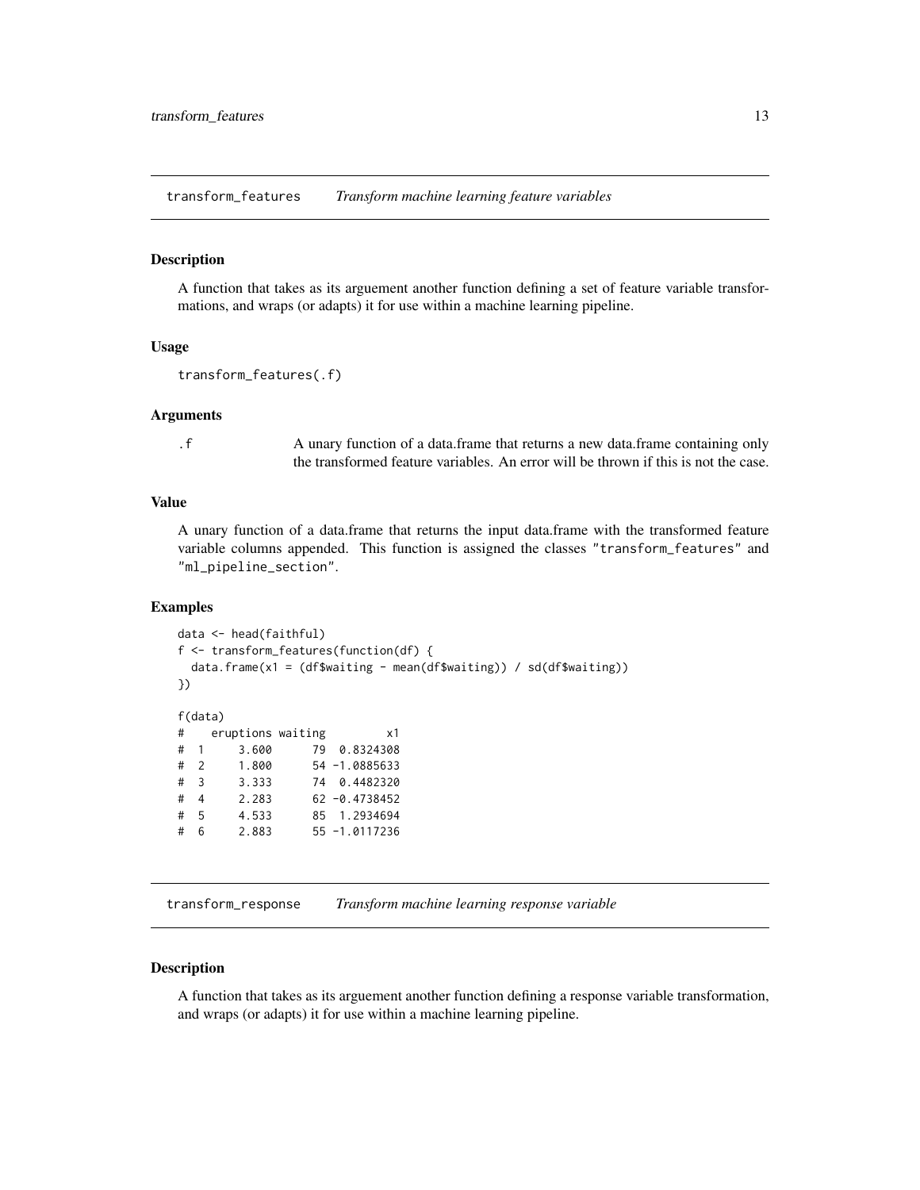## transform_features *Transform machine learning feature variables*

### Description

A function that takes as its arguement another function defining a set of feature variable transformations, and wraps (or adapts) it for use within a machine learning pipeline.

### Usage

```
transform_features(.f)
```

### Arguments

| | |
|---|---|
| .f | A unary function of a data.frame that returns a new data.frame containing only the transformed feature variables. An error will be thrown if this is not the case. |

### Value

A unary function of a data.frame that returns the input data.frame with the transformed feature variable columns appended. This function is assigned the classes "transform_features" and "ml_pipeline_section".

### Examples

```
data <- head(faithful)
f <- transform_features(function(df) {
  data.frame(x1 = (df$waiting - mean(df$waiting)) / sd(df$waiting))
})

f(data)
#    eruptions waiting         x1
#  1     3.600      79  0.8324308
#  2     1.800      54 -1.0885633
#  3     3.333      74  0.4482320
#  4     2.283      62 -0.4738452
#  5     4.533      85  1.2934694
#  6     2.883      55 -1.0117236
```

## transform_response *Transform machine learning response variable*

### Description

A function that takes as its arguement another function defining a response variable transformation, and wraps (or adapts) it for use within a machine learning pipeline.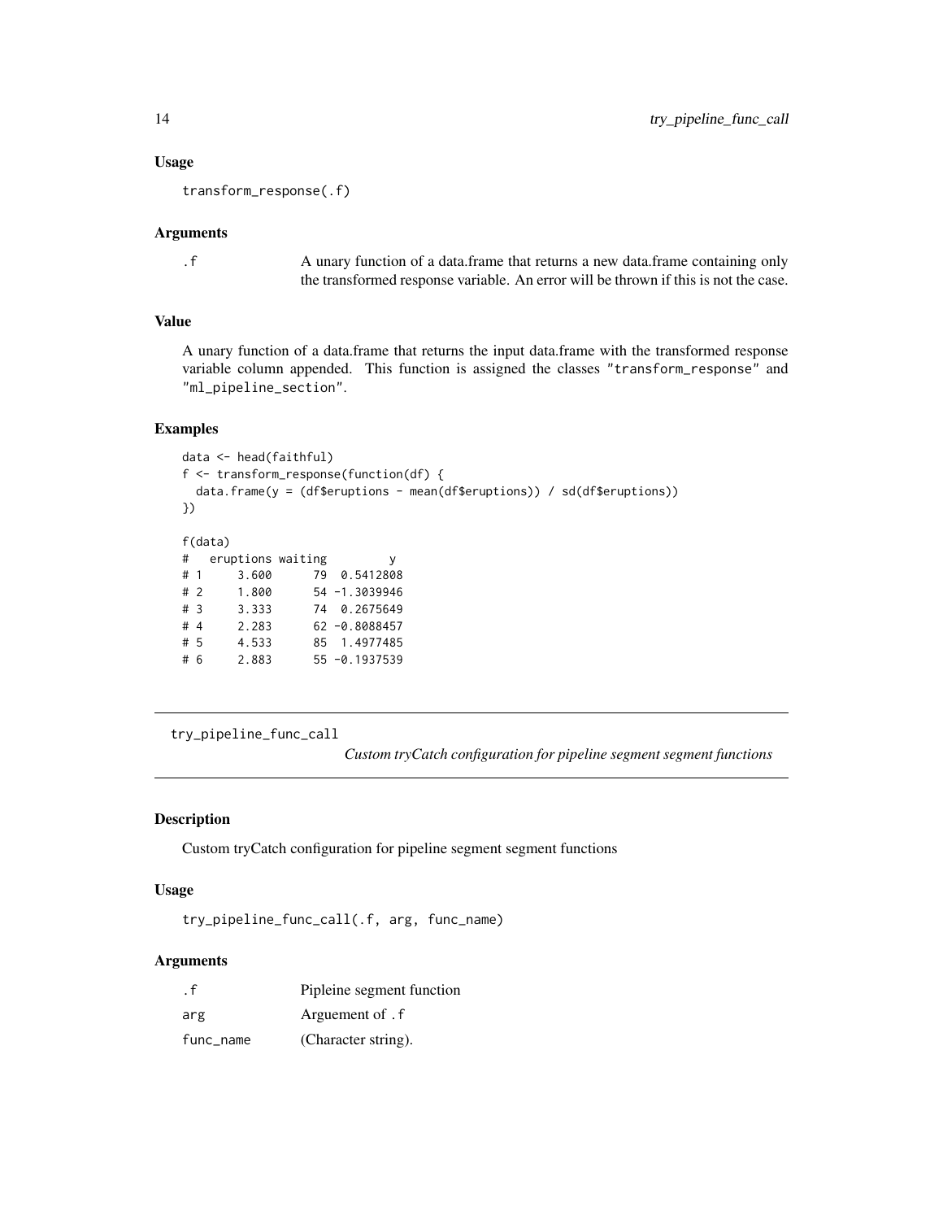### Usage

```
transform_response(.f)
```

### Arguments

| | |
|---|---|
| .f | A unary function of a data.frame that returns a new data.frame containing only the transformed response variable. An error will be thrown if this is not the case. |

### Value

A unary function of a data.frame that returns the input data.frame with the transformed response variable column appended. This function is assigned the classes "transform_response" and "ml_pipeline_section".

### Examples

```
data <- head(faithful)
f <- transform_response(function(df) {
  data.frame(y = (df$eruptions - mean(df$eruptions)) / sd(df$eruptions))
})

f(data)
#   eruptions waiting          y
# 1     3.600      79  0.5412808
# 2     1.800      54 -1.3039946
# 3     3.333      74  0.2675649
# 4     2.283      62 -0.8088457
# 5     4.533      85  1.4977485
# 6     2.883      55 -0.1937539
```

---

## try_pipeline_func_call

*Custom tryCatch configuration for pipeline segment segment functions*

### Description

Custom tryCatch configuration for pipeline segment segment functions

### Usage

```
try_pipeline_func_call(.f, arg, func_name)
```

### Arguments

| | |
|---|---|
| .f | Pipleine segment function |
| arg | Arguement of .f |
| func_name | (Character string). |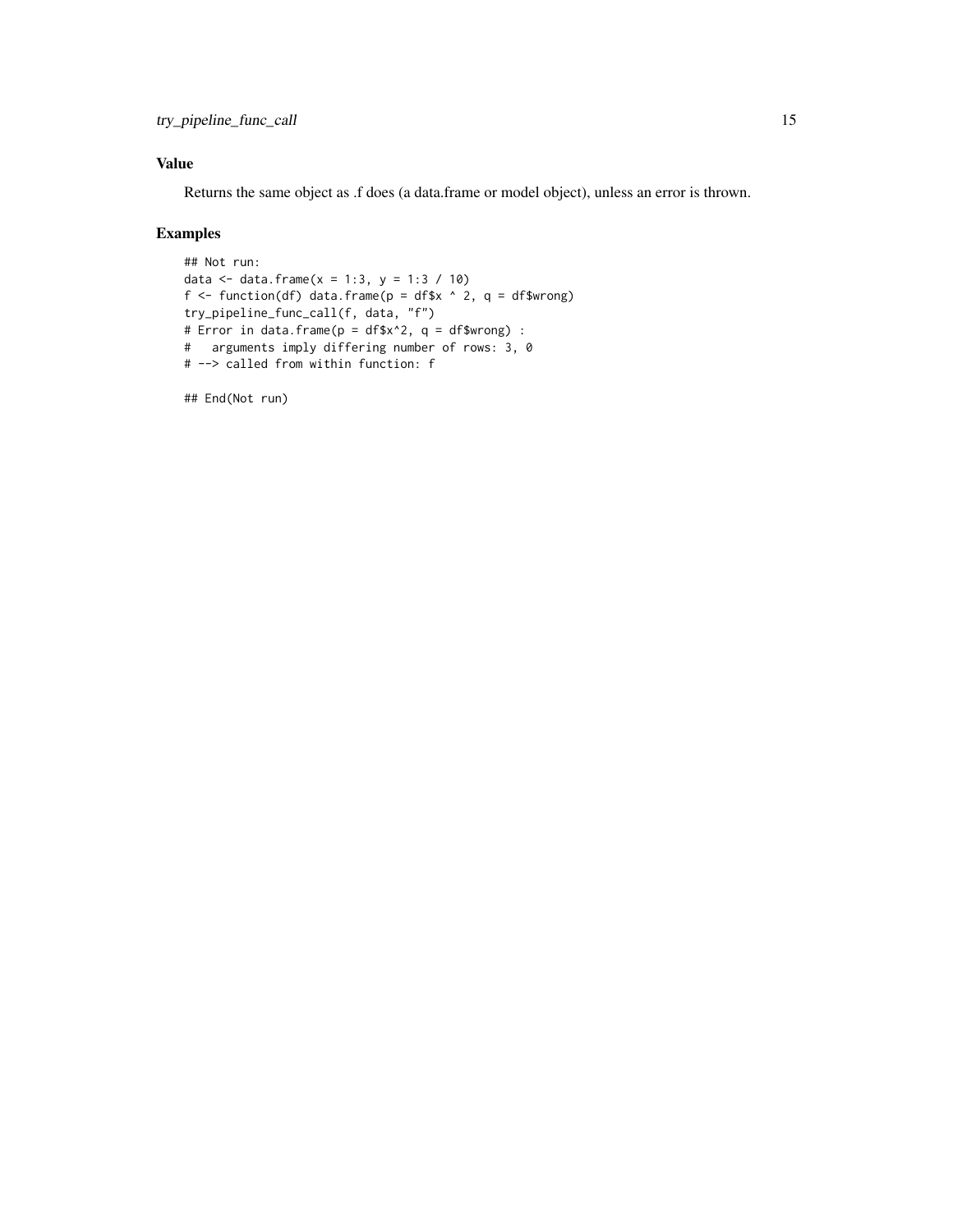### Value

Returns the same object as .f does (a data.frame or model object), unless an error is thrown.

### Examples

```
## Not run:
data <- data.frame(x = 1:3, y = 1:3 / 10)
f <- function(df) data.frame(p = df$x ^ 2, q = df$wrong)
try_pipeline_func_call(f, data, "f")
# Error in data.frame(p = df$x^2, q = df$wrong) :
#   arguments imply differing number of rows: 3, 0
# --> called from within function: f

## End(Not run)
```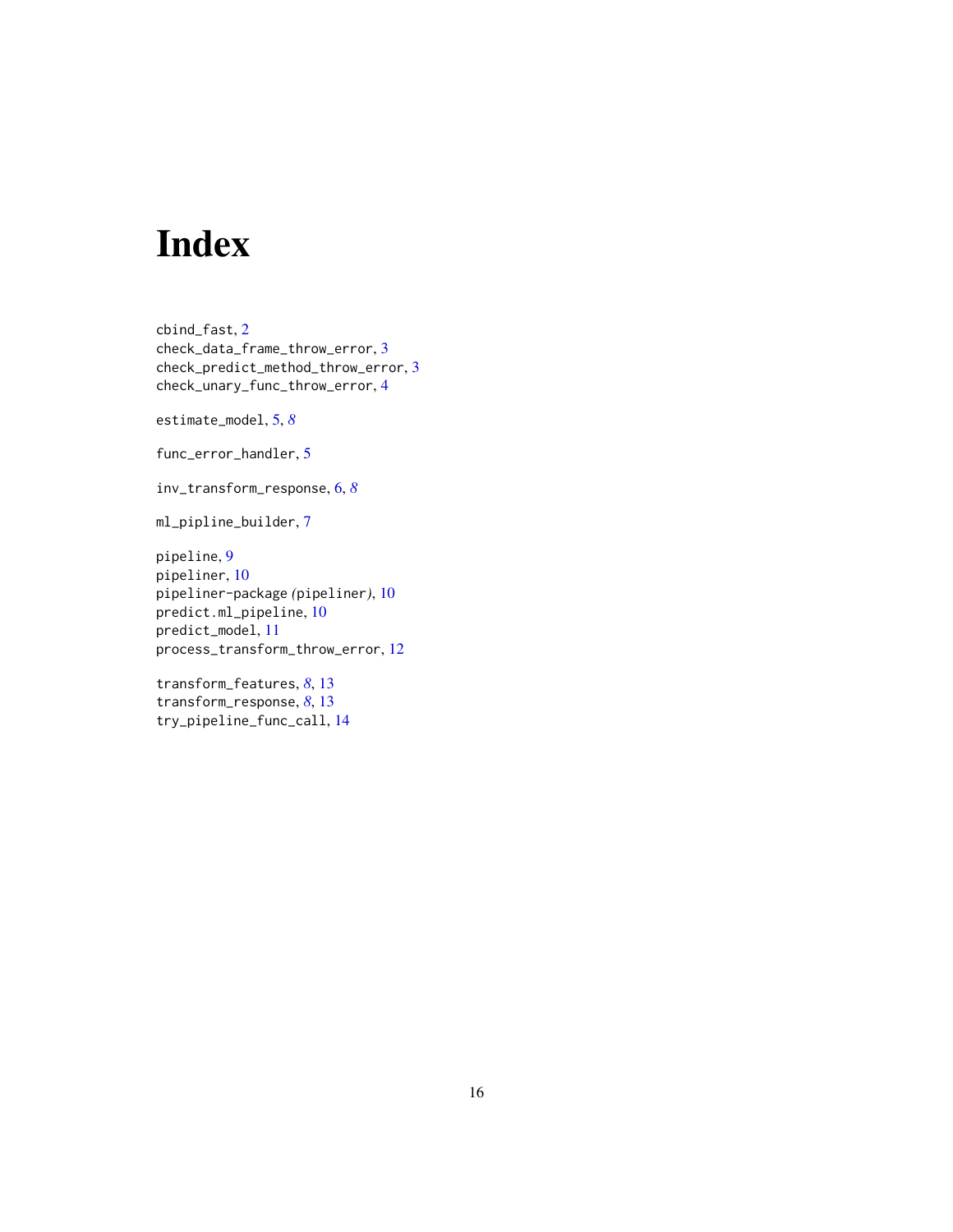# Index

cbind_fast, 2
check_data_frame_throw_error, 3
check_predict_method_throw_error, 3
check_unary_func_throw_error, 4

estimate_model, 5, *8*

func_error_handler, 5

inv_transform_response, 6, *8*

ml_pipline_builder, 7

pipeline, 9
pipeliner, 10
pipeliner-package *(pipeliner)*, 10
predict.ml_pipeline, 10
predict_model, 11
process_transform_throw_error, 12

transform_features, *8*, 13
transform_response, *8*, 13
try_pipeline_func_call, 14